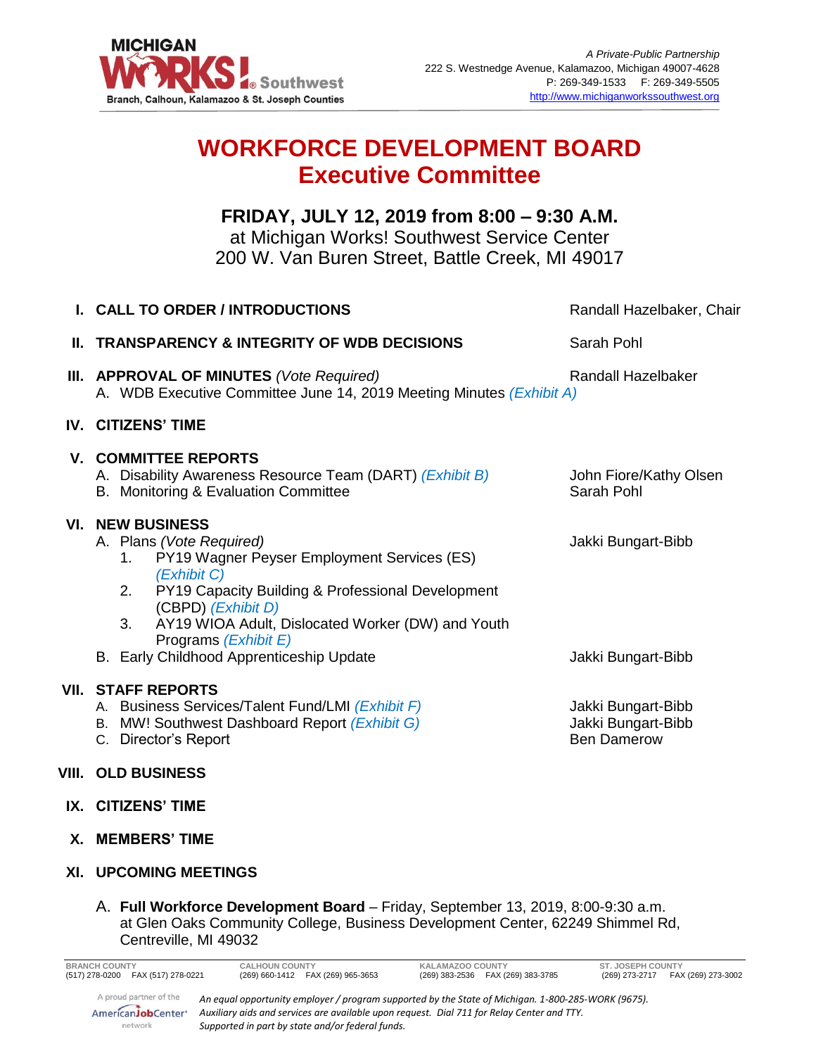MICHIGAN WORKS! Southwest
Branch, Calhoun, Kalamazoo & St. Joseph Counties

*A Private-Public Partnership*
222 S. Westnedge Avenue, Kalamazoo, Michigan 49007-4628
P: 269-349-1533 F: 269-349-5505
http://www.michiganworkssouthwest.org

# WORKFORCE DEVELOPMENT BOARD
## Executive Committee

**FRIDAY, JULY 12, 2019 from 8:00 – 9:30 A.M.**
at Michigan Works! Southwest Service Center
200 W. Van Buren Street, Battle Creek, MI 49017

**I. CALL TO ORDER / INTRODUCTIONS** — Randall Hazelbaker, Chair

**II. TRANSPARENCY & INTEGRITY OF WDB DECISIONS** — Sarah Pohl

**III. APPROVAL OF MINUTES** *(Vote Required)* — Randall Hazelbaker
- A. WDB Executive Committee June 14, 2019 Meeting Minutes *(Exhibit A)*

**IV. CITIZENS' TIME**

**V. COMMITTEE REPORTS**
- A. Disability Awareness Resource Team (DART) *(Exhibit B)* — John Fiore/Kathy Olsen
- B. Monitoring & Evaluation Committee — Sarah Pohl

**VI. NEW BUSINESS**
- A. Plans *(Vote Required)* — Jakki Bungart-Bibb
  1. PY19 Wagner Peyser Employment Services (ES) *(Exhibit C)*
  2. PY19 Capacity Building & Professional Development (CBPD) *(Exhibit D)*
  3. AY19 WIOA Adult, Dislocated Worker (DW) and Youth Programs *(Exhibit E)*
- B. Early Childhood Apprenticeship Update — Jakki Bungart-Bibb

**VII. STAFF REPORTS**
- A. Business Services/Talent Fund/LMI *(Exhibit F)* — Jakki Bungart-Bibb
- B. MW! Southwest Dashboard Report *(Exhibit G)* — Jakki Bungart-Bibb
- C. Director's Report — Ben Damerow

**VIII. OLD BUSINESS**

**IX. CITIZENS' TIME**

**X. MEMBERS' TIME**

**XI. UPCOMING MEETINGS**

- A. **Full Workforce Development Board** – Friday, September 13, 2019, 8:00-9:30 a.m. at Glen Oaks Community College, Business Development Center, 62249 Shimmel Rd, Centreville, MI 49032

| BRANCH COUNTY | CALHOUN COUNTY | KALAMAZOO COUNTY | ST. JOSEPH COUNTY |
|---|---|---|---|
| (517) 278-0200 FAX (517) 278-0221 | (269) 660-1412 FAX (269) 965-3653 | (269) 383-2536 FAX (269) 383-3785 | (269) 273-2717 FAX (269) 273-3002 |

A proud partner of the AmericanJobCenter network

*An equal opportunity employer / program supported by the State of Michigan. 1-800-285-WORK (9675). Auxiliary aids and services are available upon request. Dial 711 for Relay Center and TTY. Supported in part by state and/or federal funds.*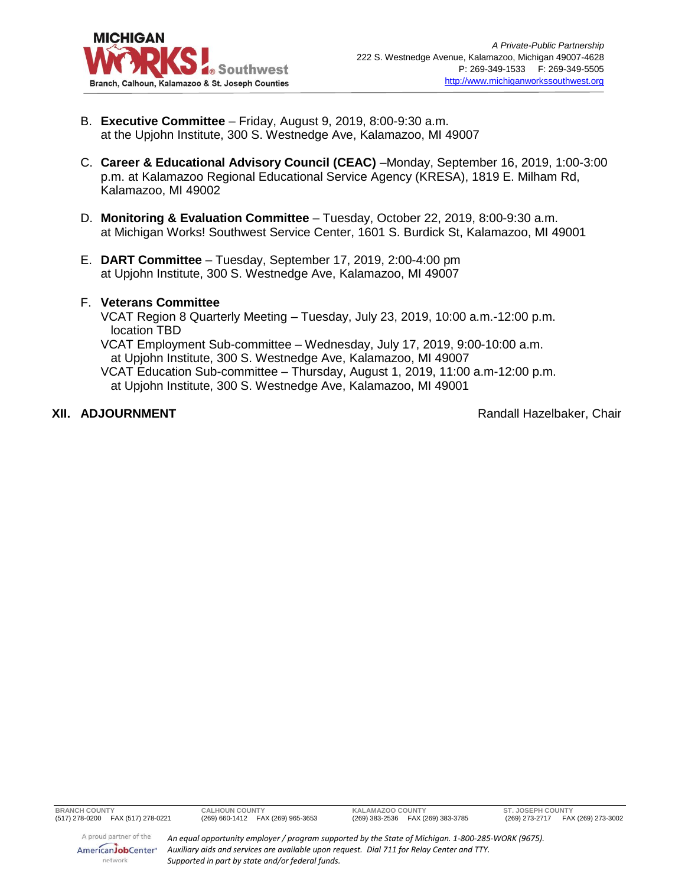B. **Executive Committee** – Friday, August 9, 2019, 8:00-9:30 a.m. at the Upjohn Institute, 300 S. Westnedge Ave, Kalamazoo, MI 49007

C. **Career & Educational Advisory Council (CEAC)** –Monday, September 16, 2019, 1:00-3:00 p.m. at Kalamazoo Regional Educational Service Agency (KRESA), 1819 E. Milham Rd, Kalamazoo, MI 49002

D. **Monitoring & Evaluation Committee** – Tuesday, October 22, 2019, 8:00-9:30 a.m. at Michigan Works! Southwest Service Center, 1601 S. Burdick St, Kalamazoo, MI 49001

E. **DART Committee** – Tuesday, September 17, 2019, 2:00-4:00 pm at Upjohn Institute, 300 S. Westnedge Ave, Kalamazoo, MI 49007

F. **Veterans Committee**
VCAT Region 8 Quarterly Meeting – Tuesday, July 23, 2019, 10:00 a.m.-12:00 p.m. location TBD
VCAT Employment Sub-committee – Wednesday, July 17, 2019, 9:00-10:00 a.m. at Upjohn Institute, 300 S. Westnedge Ave, Kalamazoo, MI 49007
VCAT Education Sub-committee – Thursday, August 1, 2019, 11:00 a.m-12:00 p.m. at Upjohn Institute, 300 S. Westnedge Ave, Kalamazoo, MI 49001

**XII. ADJOURNMENT** Randall Hazelbaker, Chair